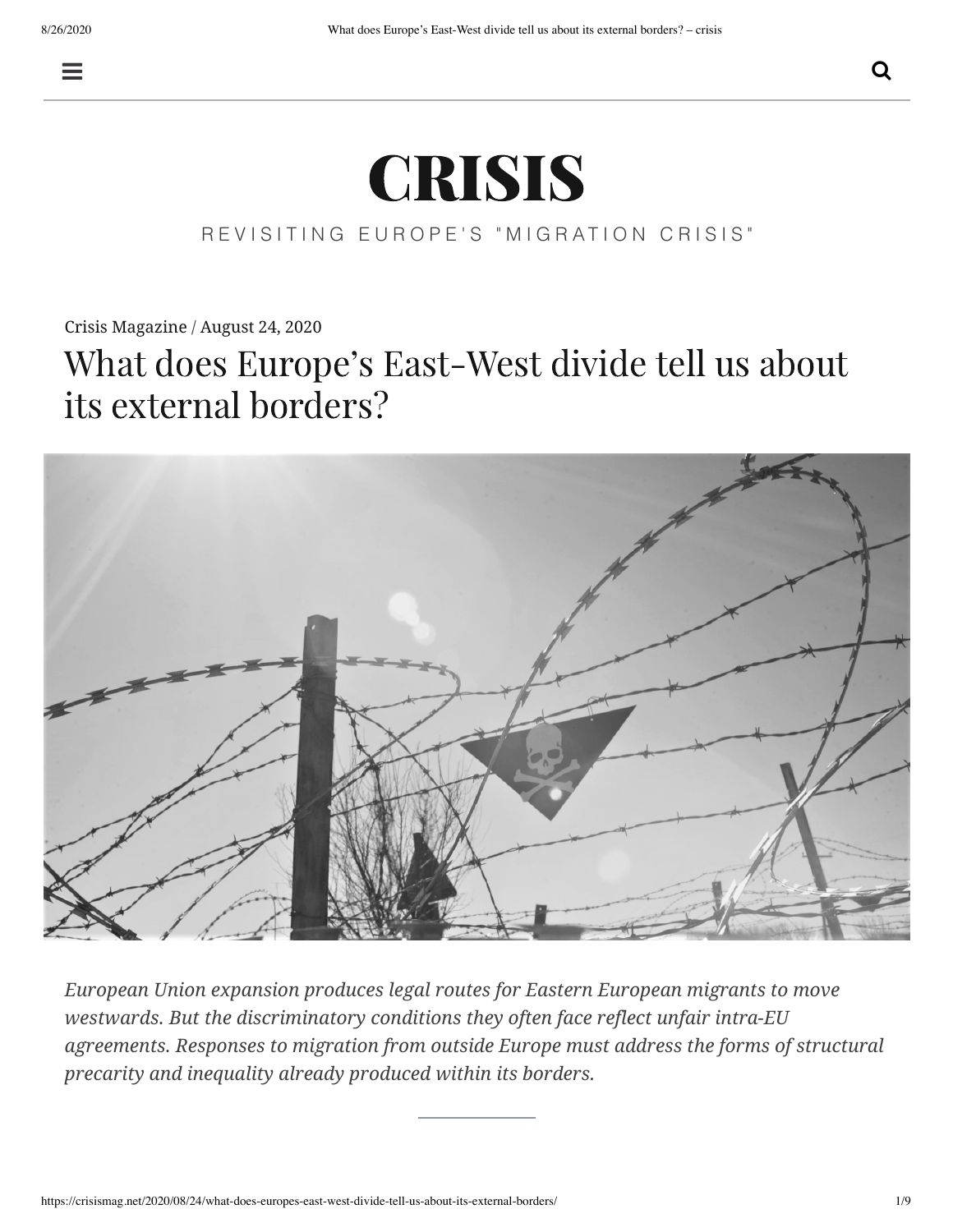# CRISIS

REVISITING EUROPE'S "MIGRATION CRISIS"

Crisis Magazine / August 24, 2020

## What does Europe's East-West divide tell us about its external borders?

*European Union expansion produces legal routes for Eastern European migrants to move westwards. But the discriminatory conditions they often face reflect unfair intra-EU agreements. Responses to migration from outside Europe must address the forms of structural precarity and inequality already produced within its borders.*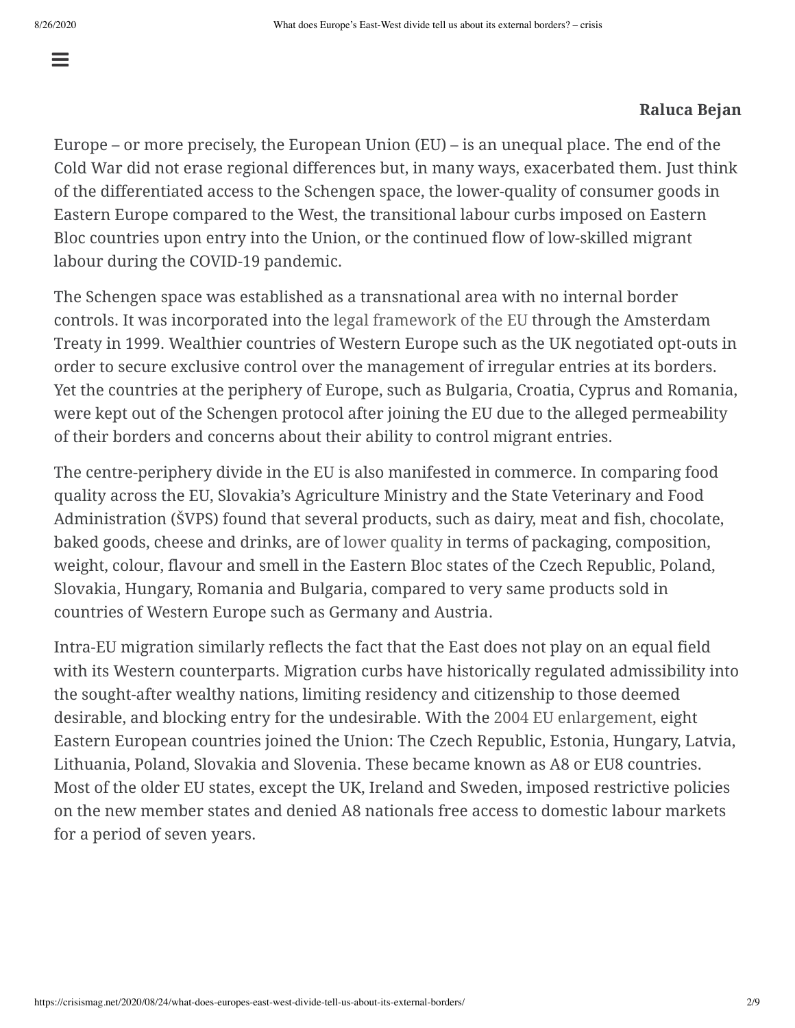**Raluca Bejan**

Europe – or more precisely, the European Union (EU) – is an unequal place. The end of the Cold War did not erase regional differences but, in many ways, exacerbated them. Just think of the differentiated access to the Schengen space, the lower-quality of consumer goods in Eastern Europe compared to the West, the transitional labour curbs imposed on Eastern Bloc countries upon entry into the Union, or the continued flow of low-skilled migrant labour during the COVID-19 pandemic.

The Schengen space was established as a transnational area with no internal border controls. It was incorporated into the legal framework of the EU through the Amsterdam Treaty in 1999. Wealthier countries of Western Europe such as the UK negotiated opt-outs in order to secure exclusive control over the management of irregular entries at its borders. Yet the countries at the periphery of Europe, such as Bulgaria, Croatia, Cyprus and Romania, were kept out of the Schengen protocol after joining the EU due to the alleged permeability of their borders and concerns about their ability to control migrant entries.

The centre-periphery divide in the EU is also manifested in commerce. In comparing food quality across the EU, Slovakia's Agriculture Ministry and the State Veterinary and Food Administration (ŠVPS) found that several products, such as dairy, meat and fish, chocolate, baked goods, cheese and drinks, are of lower quality in terms of packaging, composition, weight, colour, flavour and smell in the Eastern Bloc states of the Czech Republic, Poland, Slovakia, Hungary, Romania and Bulgaria, compared to very same products sold in countries of Western Europe such as Germany and Austria.

Intra-EU migration similarly reflects the fact that the East does not play on an equal field with its Western counterparts. Migration curbs have historically regulated admissibility into the sought-after wealthy nations, limiting residency and citizenship to those deemed desirable, and blocking entry for the undesirable. With the 2004 EU enlargement, eight Eastern European countries joined the Union: The Czech Republic, Estonia, Hungary, Latvia, Lithuania, Poland, Slovakia and Slovenia. These became known as A8 or EU8 countries. Most of the older EU states, except the UK, Ireland and Sweden, imposed restrictive policies on the new member states and denied A8 nationals free access to domestic labour markets for a period of seven years.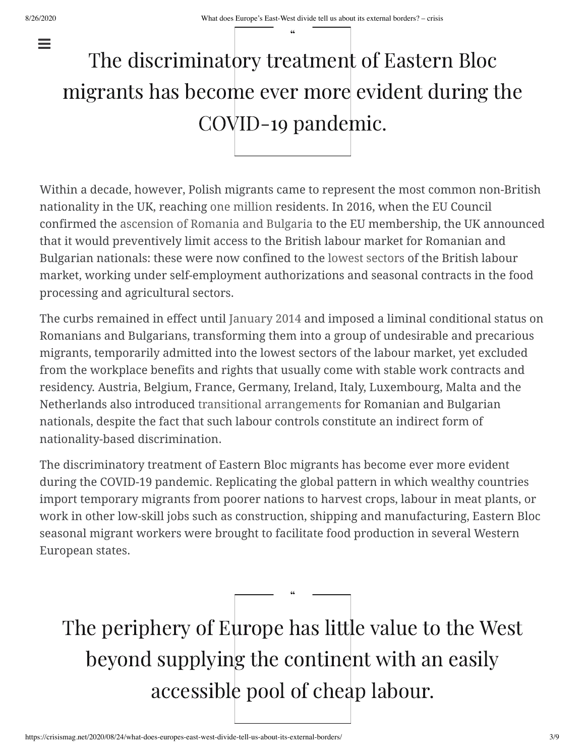> The discriminatory treatment of Eastern Bloc migrants has become ever more evident during the COVID-19 pandemic.

Within a decade, however, Polish migrants came to represent the most common non-British nationality in the UK, reaching one million residents. In 2016, when the EU Council confirmed the ascension of Romania and Bulgaria to the EU membership, the UK announced that it would preventively limit access to the British labour market for Romanian and Bulgarian nationals: these were now confined to the lowest sectors of the British labour market, working under self-employment authorizations and seasonal contracts in the food processing and agricultural sectors.

The curbs remained in effect until January 2014 and imposed a liminal conditional status on Romanians and Bulgarians, transforming them into a group of undesirable and precarious migrants, temporarily admitted into the lowest sectors of the labour market, yet excluded from the workplace benefits and rights that usually come with stable work contracts and residency. Austria, Belgium, France, Germany, Ireland, Italy, Luxembourg, Malta and the Netherlands also introduced transitional arrangements for Romanian and Bulgarian nationals, despite the fact that such labour controls constitute an indirect form of nationality-based discrimination.

The discriminatory treatment of Eastern Bloc migrants has become ever more evident during the COVID-19 pandemic. Replicating the global pattern in which wealthy countries import temporary migrants from poorer nations to harvest crops, labour in meat plants, or work in other low-skill jobs such as construction, shipping and manufacturing, Eastern Bloc seasonal migrant workers were brought to facilitate food production in several Western European states.

> The periphery of Europe has little value to the West beyond supplying the continent with an easily accessible pool of cheap labour.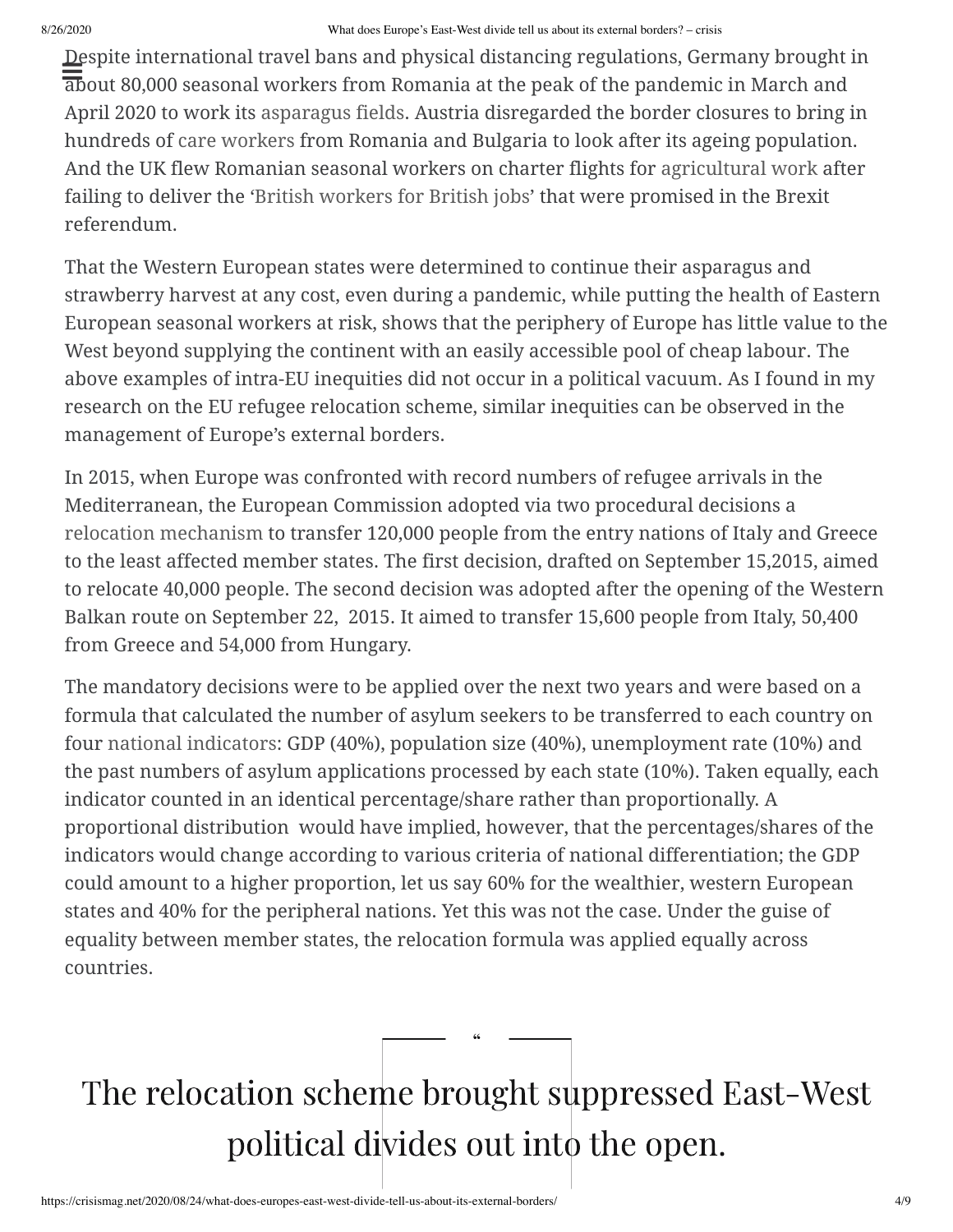Despite international travel bans and physical distancing regulations, Germany brought in about 80,000 seasonal workers from Romania at the peak of the pandemic in March and April 2020 to work its asparagus fields. Austria disregarded the border closures to bring in hundreds of care workers from Romania and Bulgaria to look after its ageing population. And the UK flew Romanian seasonal workers on charter flights for agricultural work after failing to deliver the 'British workers for British jobs' that were promised in the Brexit referendum.

That the Western European states were determined to continue their asparagus and strawberry harvest at any cost, even during a pandemic, while putting the health of Eastern European seasonal workers at risk, shows that the periphery of Europe has little value to the West beyond supplying the continent with an easily accessible pool of cheap labour. The above examples of intra-EU inequities did not occur in a political vacuum. As I found in my research on the EU refugee relocation scheme, similar inequities can be observed in the management of Europe's external borders.

In 2015, when Europe was confronted with record numbers of refugee arrivals in the Mediterranean, the European Commission adopted via two procedural decisions a relocation mechanism to transfer 120,000 people from the entry nations of Italy and Greece to the least affected member states. The first decision, drafted on September 15,2015, aimed to relocate 40,000 people. The second decision was adopted after the opening of the Western Balkan route on September 22, 2015. It aimed to transfer 15,600 people from Italy, 50,400 from Greece and 54,000 from Hungary.

The mandatory decisions were to be applied over the next two years and were based on a formula that calculated the number of asylum seekers to be transferred to each country on four national indicators: GDP (40%), population size (40%), unemployment rate (10%) and the past numbers of asylum applications processed by each state (10%). Taken equally, each indicator counted in an identical percentage/share rather than proportionally. A proportional distribution would have implied, however, that the percentages/shares of the indicators would change according to various criteria of national differentiation; the GDP could amount to a higher proportion, let us say 60% for the wealthier, western European states and 40% for the peripheral nations. Yet this was not the case. Under the guise of equality between member states, the relocation formula was applied equally across countries.

> The relocation scheme brought suppressed East-West political divides out into the open.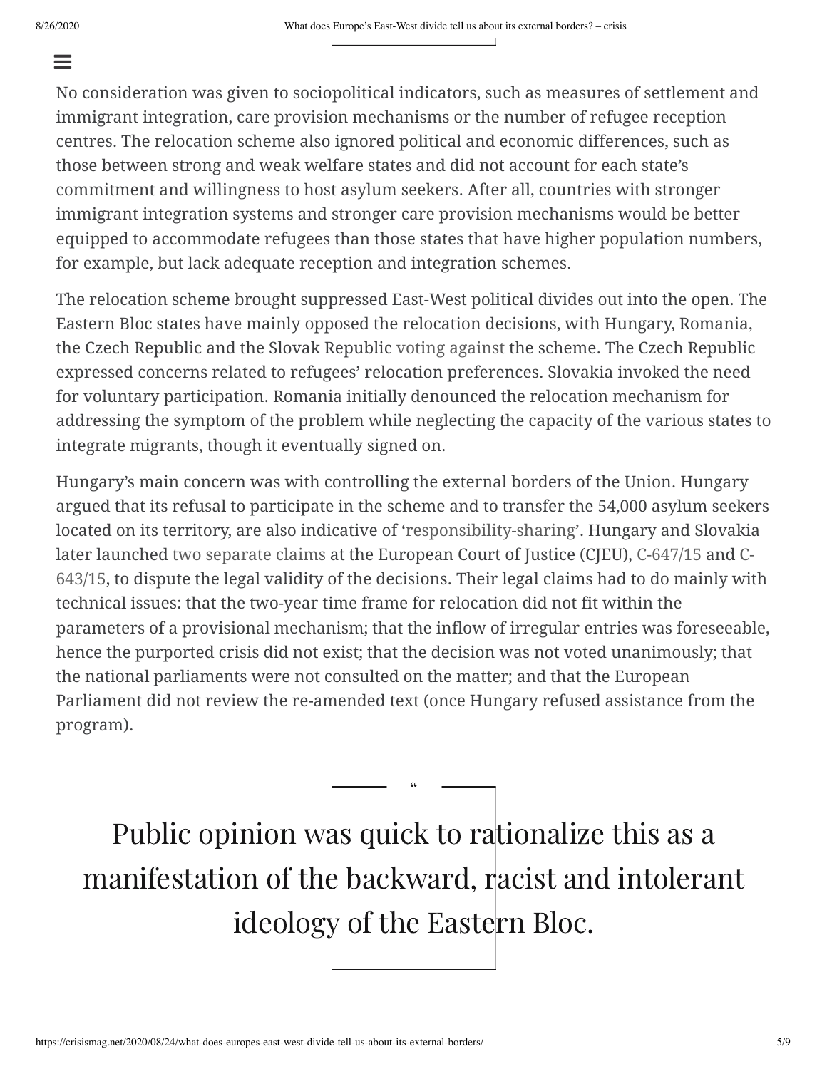No consideration was given to sociopolitical indicators, such as measures of settlement and immigrant integration, care provision mechanisms or the number of refugee reception centres. The relocation scheme also ignored political and economic differences, such as those between strong and weak welfare states and did not account for each state's commitment and willingness to host asylum seekers. After all, countries with stronger immigrant integration systems and stronger care provision mechanisms would be better equipped to accommodate refugees than those states that have higher population numbers, for example, but lack adequate reception and integration schemes.

The relocation scheme brought suppressed East-West political divides out into the open. The Eastern Bloc states have mainly opposed the relocation decisions, with Hungary, Romania, the Czech Republic and the Slovak Republic voting against the scheme. The Czech Republic expressed concerns related to refugees' relocation preferences. Slovakia invoked the need for voluntary participation. Romania initially denounced the relocation mechanism for addressing the symptom of the problem while neglecting the capacity of the various states to integrate migrants, though it eventually signed on.

Hungary's main concern was with controlling the external borders of the Union. Hungary argued that its refusal to participate in the scheme and to transfer the 54,000 asylum seekers located on its territory, are also indicative of 'responsibility-sharing'. Hungary and Slovakia later launched two separate claims at the European Court of Justice (CJEU), C-647/15 and C-643/15, to dispute the legal validity of the decisions. Their legal claims had to do mainly with technical issues: that the two-year time frame for relocation did not fit within the parameters of a provisional mechanism; that the inflow of irregular entries was foreseeable, hence the purported crisis did not exist; that the decision was not voted unanimously; that the national parliaments were not consulted on the matter; and that the European Parliament did not review the re-amended text (once Hungary refused assistance from the program).

> Public opinion was quick to rationalize this as a manifestation of the backward, racist and intolerant ideology of the Eastern Bloc.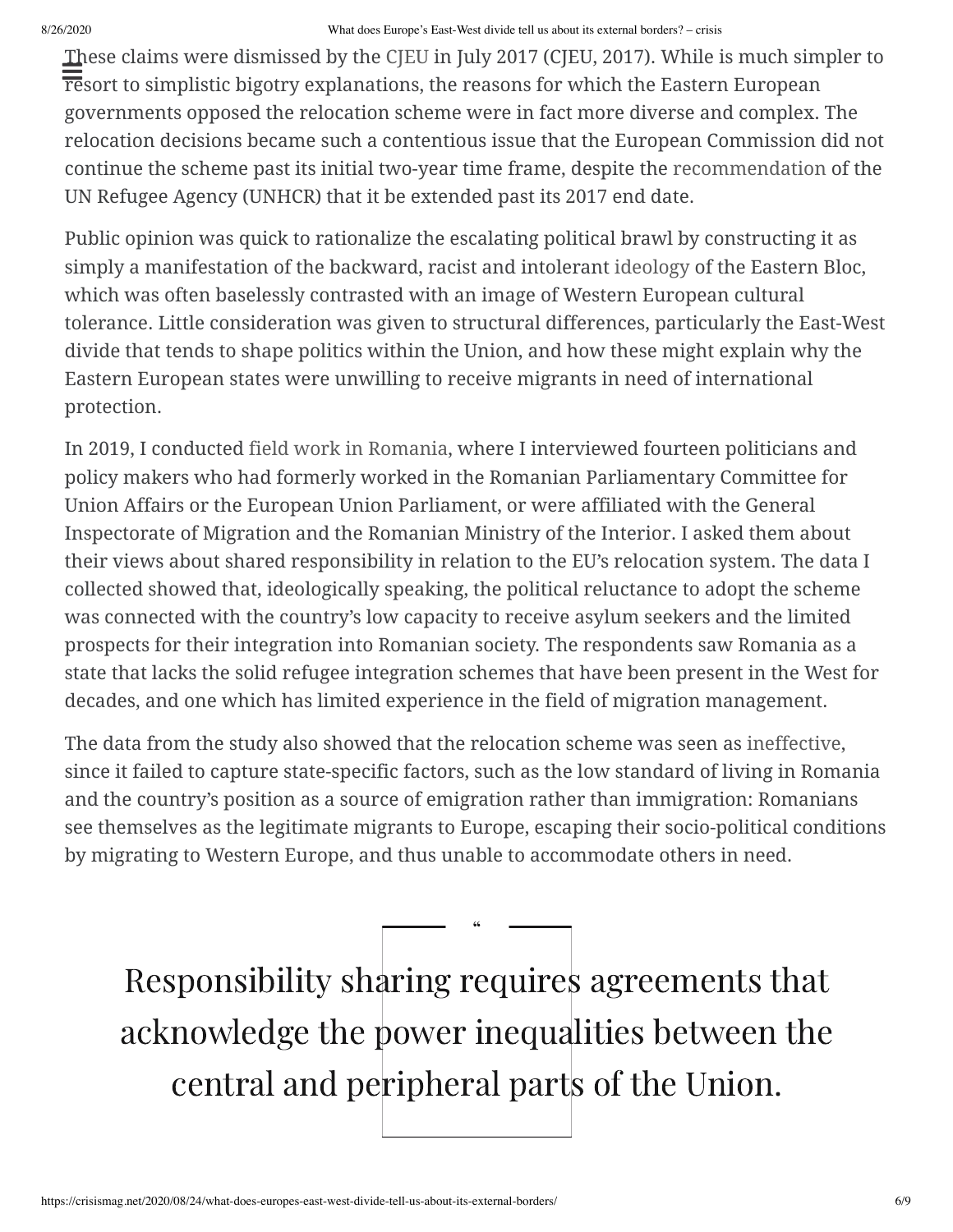These claims were dismissed by the CJEU in July 2017 (CJEU, 2017). While is much simpler to resort to simplistic bigotry explanations, the reasons for which the Eastern European governments opposed the relocation scheme were in fact more diverse and complex. The relocation decisions became such a contentious issue that the European Commission did not continue the scheme past its initial two-year time frame, despite the recommendation of the UN Refugee Agency (UNHCR) that it be extended past its 2017 end date.

Public opinion was quick to rationalize the escalating political brawl by constructing it as simply a manifestation of the backward, racist and intolerant ideology of the Eastern Bloc, which was often baselessly contrasted with an image of Western European cultural tolerance. Little consideration was given to structural differences, particularly the East-West divide that tends to shape politics within the Union, and how these might explain why the Eastern European states were unwilling to receive migrants in need of international protection.

In 2019, I conducted field work in Romania, where I interviewed fourteen politicians and policy makers who had formerly worked in the Romanian Parliamentary Committee for Union Affairs or the European Union Parliament, or were affiliated with the General Inspectorate of Migration and the Romanian Ministry of the Interior. I asked them about their views about shared responsibility in relation to the EU's relocation system. The data I collected showed that, ideologically speaking, the political reluctance to adopt the scheme was connected with the country's low capacity to receive asylum seekers and the limited prospects for their integration into Romanian society. The respondents saw Romania as a state that lacks the solid refugee integration schemes that have been present in the West for decades, and one which has limited experience in the field of migration management.

The data from the study also showed that the relocation scheme was seen as ineffective, since it failed to capture state-specific factors, such as the low standard of living in Romania and the country's position as a source of emigration rather than immigration: Romanians see themselves as the legitimate migrants to Europe, escaping their socio-political conditions by migrating to Western Europe, and thus unable to accommodate others in need.

> Responsibility sharing requires agreements that acknowledge the power inequalities between the central and peripheral parts of the Union.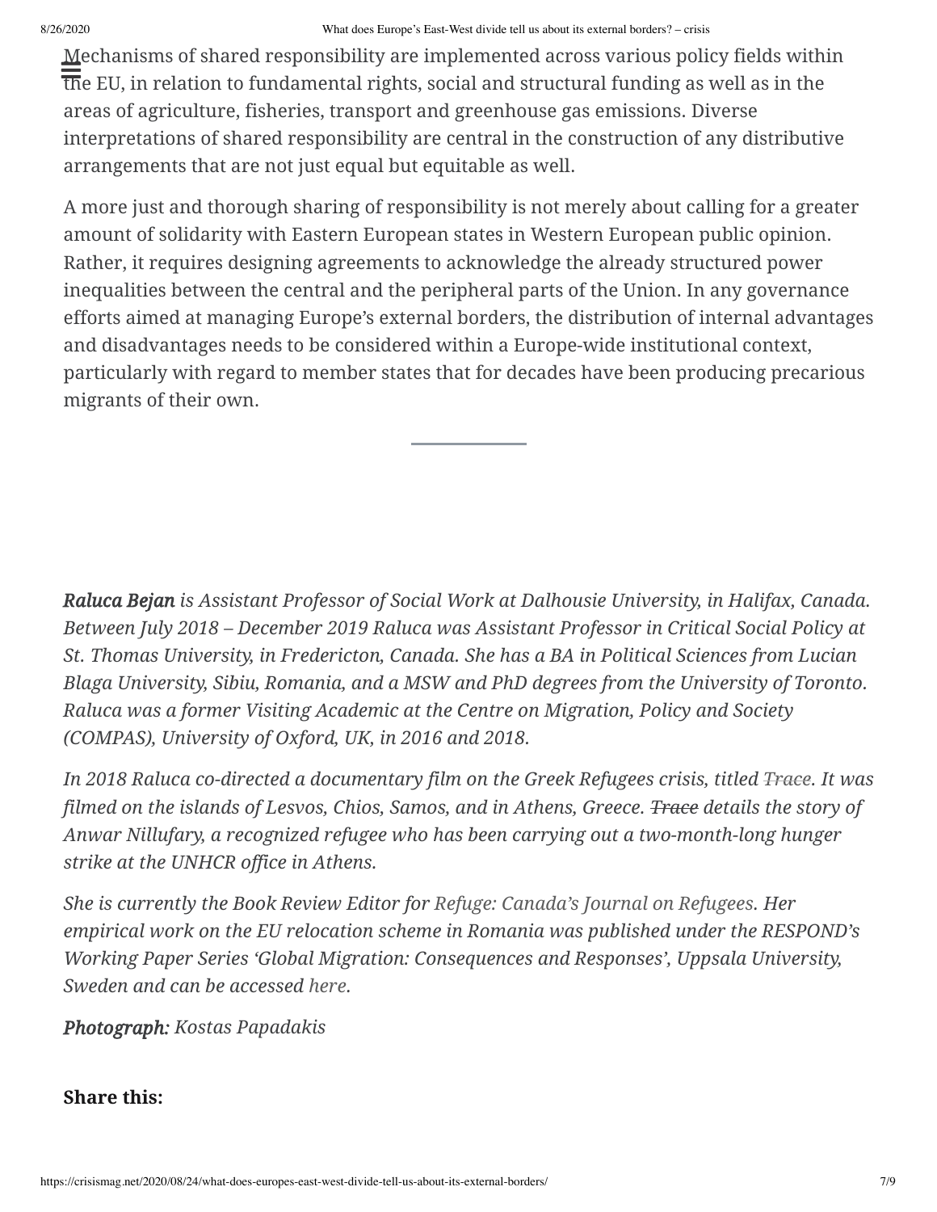Mechanisms of shared responsibility are implemented across various policy fields within the EU, in relation to fundamental rights, social and structural funding as well as in the areas of agriculture, fisheries, transport and greenhouse gas emissions. Diverse interpretations of shared responsibility are central in the construction of any distributive arrangements that are not just equal but equitable as well.

A more just and thorough sharing of responsibility is not merely about calling for a greater amount of solidarity with Eastern European states in Western European public opinion. Rather, it requires designing agreements to acknowledge the already structured power inequalities between the central and the peripheral parts of the Union. In any governance efforts aimed at managing Europe's external borders, the distribution of internal advantages and disadvantages needs to be considered within a Europe-wide institutional context, particularly with regard to member states that for decades have been producing precarious migrants of their own.

---

***Raluca Bejan** is Assistant Professor of Social Work at Dalhousie University, in Halifax, Canada. Between July 2018 – December 2019 Raluca was Assistant Professor in Critical Social Policy at St. Thomas University, in Fredericton, Canada. She has a BA in Political Sciences from Lucian Blaga University, Sibiu, Romania, and a MSW and PhD degrees from the University of Toronto. Raluca was a former Visiting Academic at the Centre on Migration, Policy and Society (COMPAS), University of Oxford, UK, in 2016 and 2018.*

*In 2018 Raluca co-directed a documentary film on the Greek Refugees crisis, titled ~~Trace~~. It was filmed on the islands of Lesvos, Chios, Samos, and in Athens, Greece. ~~Trace~~ details the story of Anwar Nillufary, a recognized refugee who has been carrying out a two-month-long hunger strike at the UNHCR office in Athens.*

*She is currently the Book Review Editor for Refuge: Canada's Journal on Refugees. Her empirical work on the EU relocation scheme in Romania was published under the RESPOND's Working Paper Series 'Global Migration: Consequences and Responses', Uppsala University, Sweden and can be accessed here.*

***Photograph:** Kostas Papadakis*

**Share this:**